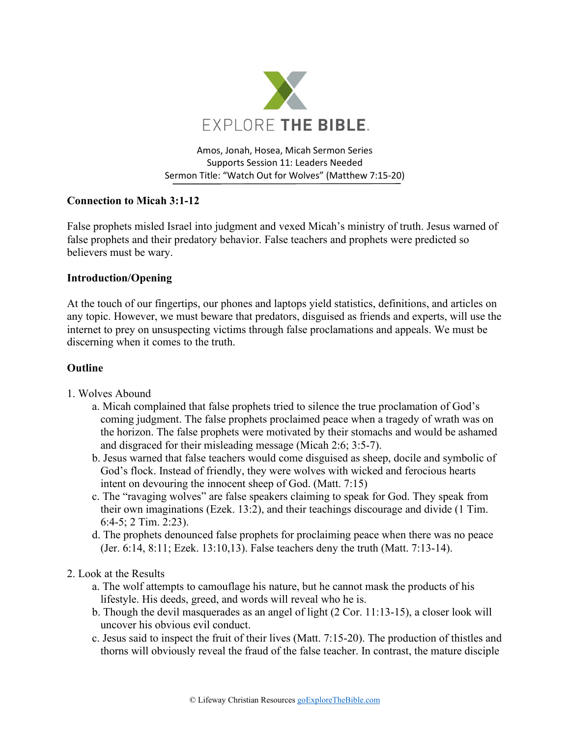EXPLORE THE BIBLE.

Amos, Jonah, Hosea, Micah Sermon Series
Supports Session 11: Leaders Needed
Sermon Title: "Watch Out for Wolves" (Matthew 7:15-20)

## Connection to Micah 3:1-12

False prophets misled Israel into judgment and vexed Micah's ministry of truth. Jesus warned of false prophets and their predatory behavior. False teachers and prophets were predicted so believers must be wary.

## Introduction/Opening

At the touch of our fingertips, our phones and laptops yield statistics, definitions, and articles on any topic. However, we must beware that predators, disguised as friends and experts, will use the internet to prey on unsuspecting victims through false proclamations and appeals. We must be discerning when it comes to the truth.

## Outline

1. Wolves Abound
   a. Micah complained that false prophets tried to silence the true proclamation of God's coming judgment. The false prophets proclaimed peace when a tragedy of wrath was on the horizon. The false prophets were motivated by their stomachs and would be ashamed and disgraced for their misleading message (Micah 2:6; 3:5-7).
   b. Jesus warned that false teachers would come disguised as sheep, docile and symbolic of God's flock. Instead of friendly, they were wolves with wicked and ferocious hearts intent on devouring the innocent sheep of God. (Matt. 7:15)
   c. The "ravaging wolves" are false speakers claiming to speak for God. They speak from their own imaginations (Ezek. 13:2), and their teachings discourage and divide (1 Tim. 6:4-5; 2 Tim. 2:23).
   d. The prophets denounced false prophets for proclaiming peace when there was no peace (Jer. 6:14, 8:11; Ezek. 13:10,13). False teachers deny the truth (Matt. 7:13-14).

2. Look at the Results
   a. The wolf attempts to camouflage his nature, but he cannot mask the products of his lifestyle. His deeds, greed, and words will reveal who he is.
   b. Though the devil masquerades as an angel of light (2 Cor. 11:13-15), a closer look will uncover his obvious evil conduct.
   c. Jesus said to inspect the fruit of their lives (Matt. 7:15-20). The production of thistles and thorns will obviously reveal the fraud of the false teacher. In contrast, the mature disciple

© Lifeway Christian Resources goExploreTheBible.com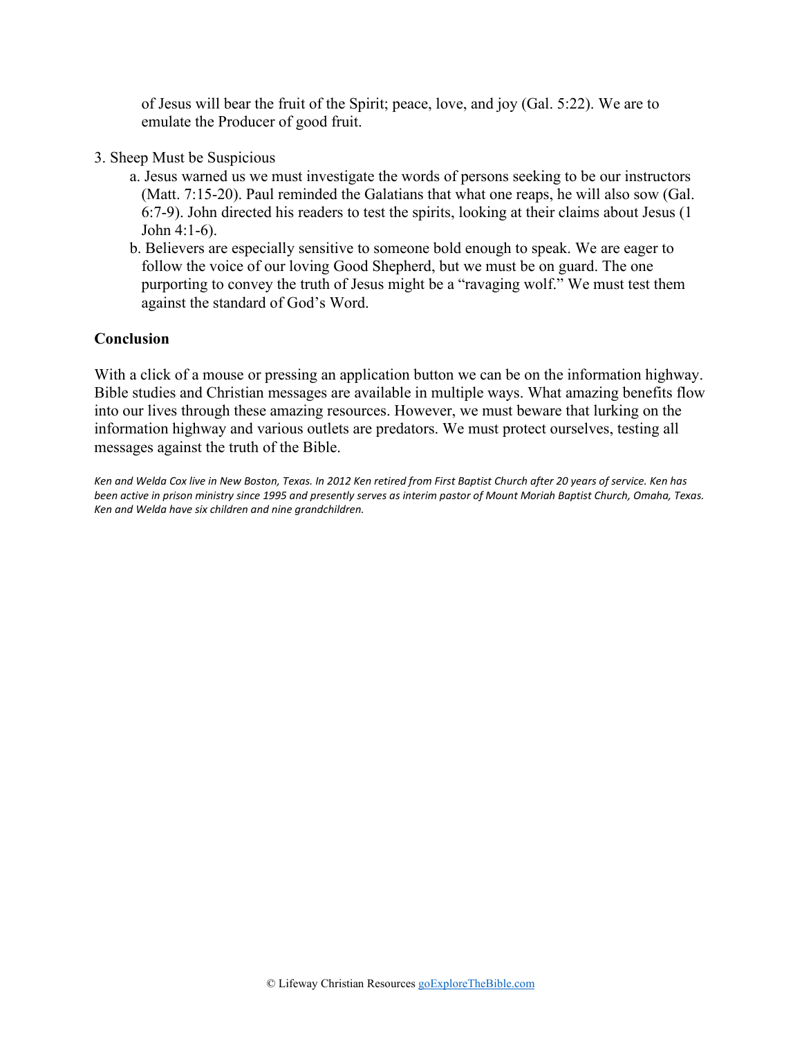of Jesus will bear the fruit of the Spirit; peace, love, and joy (Gal. 5:22). We are to emulate the Producer of good fruit.

3. Sheep Must be Suspicious
   a. Jesus warned us we must investigate the words of persons seeking to be our instructors (Matt. 7:15-20). Paul reminded the Galatians that what one reaps, he will also sow (Gal. 6:7-9). John directed his readers to test the spirits, looking at their claims about Jesus (1 John 4:1-6).
   b. Believers are especially sensitive to someone bold enough to speak. We are eager to follow the voice of our loving Good Shepherd, but we must be on guard. The one purporting to convey the truth of Jesus might be a "ravaging wolf." We must test them against the standard of God's Word.

**Conclusion**

With a click of a mouse or pressing an application button we can be on the information highway. Bible studies and Christian messages are available in multiple ways. What amazing benefits flow into our lives through these amazing resources. However, we must beware that lurking on the information highway and various outlets are predators. We must protect ourselves, testing all messages against the truth of the Bible.

*Ken and Welda Cox live in New Boston, Texas. In 2012 Ken retired from First Baptist Church after 20 years of service. Ken has been active in prison ministry since 1995 and presently serves as interim pastor of Mount Moriah Baptist Church, Omaha, Texas. Ken and Welda have six children and nine grandchildren.*

© Lifeway Christian Resources goExploreTheBible.com